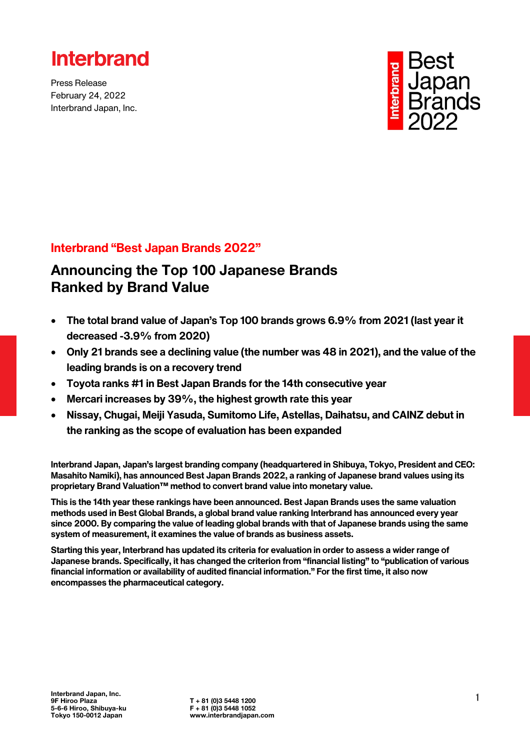Interbrand

Press Release
February 24, 2022
Interbrand Japan, Inc.

Best Japan Brands 2022

## Interbrand "Best Japan Brands 2022"

# Announcing the Top 100 Japanese Brands Ranked by Brand Value

- **The total brand value of Japan's Top 100 brands grows 6.9% from 2021 (last year it decreased -3.9% from 2020)**
- **Only 21 brands see a declining value (the number was 48 in 2021), and the value of the leading brands is on a recovery trend**
- **Toyota ranks #1 in Best Japan Brands for the 14th consecutive year**
- **Mercari increases by 39%, the highest growth rate this year**
- **Nissay, Chugai, Meiji Yasuda, Sumitomo Life, Astellas, Daihatsu, and CAINZ debut in the ranking as the scope of evaluation has been expanded**

**Interbrand Japan, Japan's largest branding company (headquartered in Shibuya, Tokyo, President and CEO: Masahito Namiki), has announced Best Japan Brands 2022, a ranking of Japanese brand values using its proprietary Brand Valuation™ method to convert brand value into monetary value.**

**This is the 14th year these rankings have been announced. Best Japan Brands uses the same valuation methods used in Best Global Brands, a global brand value ranking Interbrand has announced every year since 2000. By comparing the value of leading global brands with that of Japanese brands using the same system of measurement, it examines the value of brands as business assets.**

**Starting this year, Interbrand has updated its criteria for evaluation in order to assess a wider range of Japanese brands. Specifically, it has changed the criterion from "financial listing" to "publication of various financial information or availability of audited financial information." For the first time, it also now encompasses the pharmaceutical category.**

**Interbrand Japan, Inc.**
**9F Hiroo Plaza**
**5-6-6 Hiroo, Shibuya-ku**
**Tokyo 150-0012 Japan**

**T + 81 (0)3 5448 1200**
**F + 81 (0)3 5448 1052**
**www.interbrandjapan.com**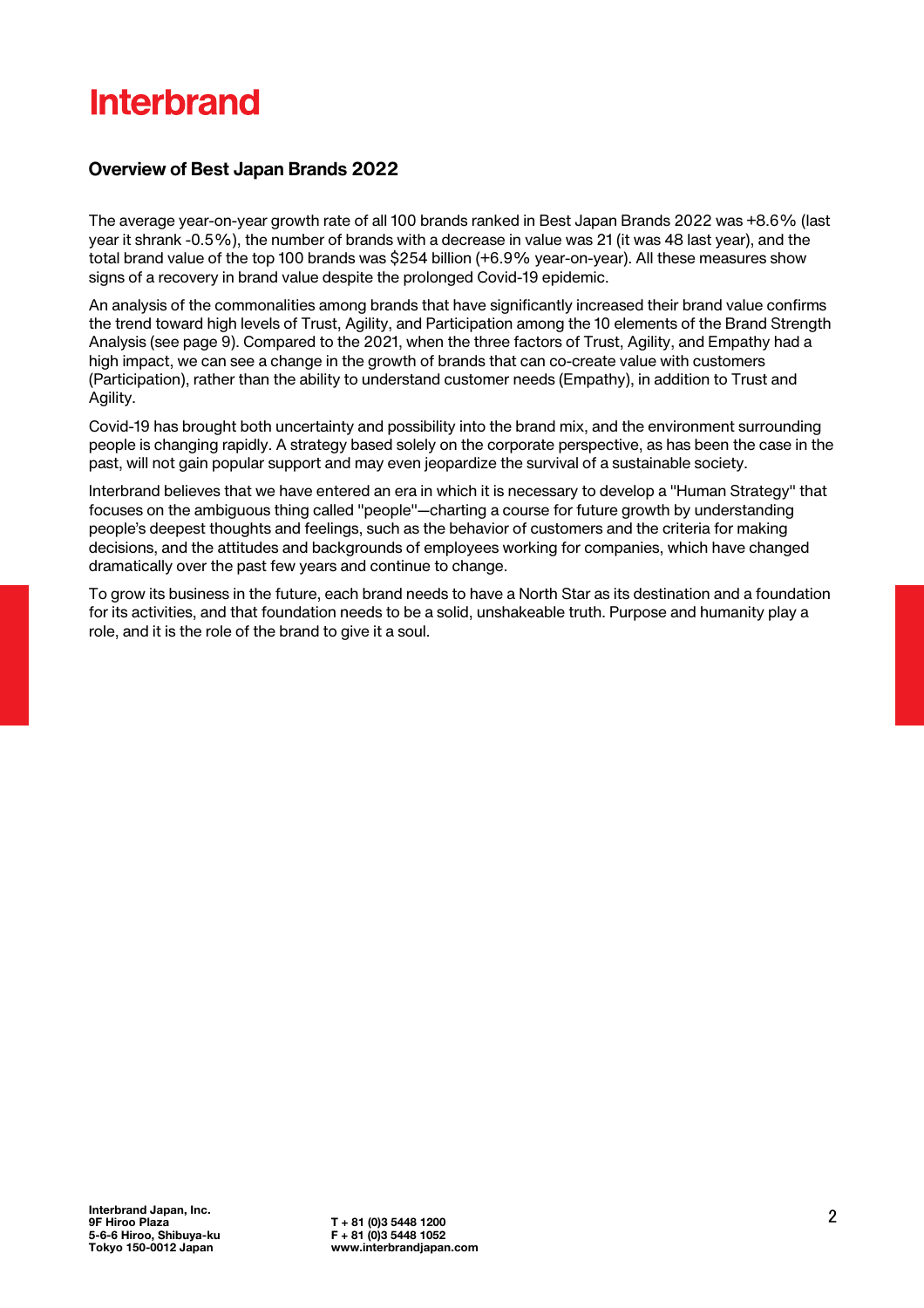# Interbrand

## Overview of Best Japan Brands 2022

The average year-on-year growth rate of all 100 brands ranked in Best Japan Brands 2022 was +8.6% (last year it shrank -0.5%), the number of brands with a decrease in value was 21 (it was 48 last year), and the total brand value of the top 100 brands was $254 billion (+6.9% year-on-year). All these measures show signs of a recovery in brand value despite the prolonged Covid-19 epidemic.

An analysis of the commonalities among brands that have significantly increased their brand value confirms the trend toward high levels of Trust, Agility, and Participation among the 10 elements of the Brand Strength Analysis (see page 9). Compared to the 2021, when the three factors of Trust, Agility, and Empathy had a high impact, we can see a change in the growth of brands that can co-create value with customers (Participation), rather than the ability to understand customer needs (Empathy), in addition to Trust and Agility.

Covid-19 has brought both uncertainty and possibility into the brand mix, and the environment surrounding people is changing rapidly. A strategy based solely on the corporate perspective, as has been the case in the past, will not gain popular support and may even jeopardize the survival of a sustainable society.

Interbrand believes that we have entered an era in which it is necessary to develop a "Human Strategy" that focuses on the ambiguous thing called "people"—charting a course for future growth by understanding people's deepest thoughts and feelings, such as the behavior of customers and the criteria for making decisions, and the attitudes and backgrounds of employees working for companies, which have changed dramatically over the past few years and continue to change.

To grow its business in the future, each brand needs to have a North Star as its destination and a foundation for its activities, and that foundation needs to be a solid, unshakeable truth. Purpose and humanity play a role, and it is the role of the brand to give it a soul.

**Interbrand Japan, Inc.**
**9F Hiroo Plaza**
**5-6-6 Hiroo, Shibuya-ku**
**Tokyo 150-0012 Japan**

**T + 81 (0)3 5448 1200**
**F + 81 (0)3 5448 1052**
**www.interbrandjapan.com**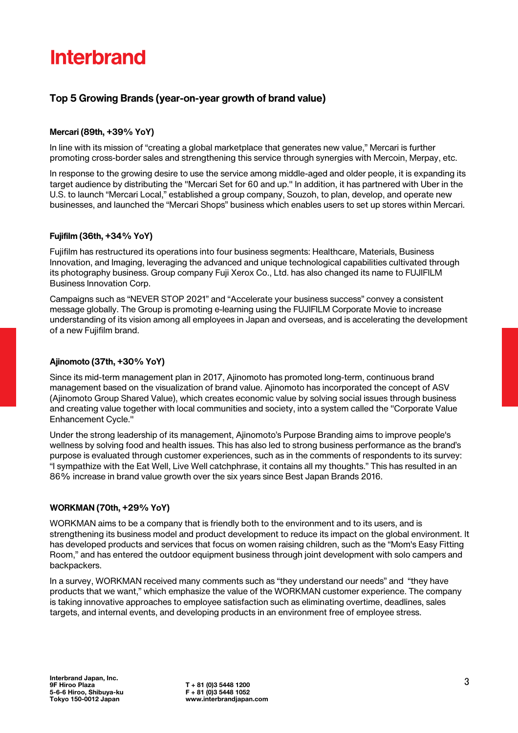## Top 5 Growing Brands (year-on-year growth of brand value)

**Mercari (89th, +39% YoY)**

In line with its mission of “creating a global marketplace that generates new value,” Mercari is further promoting cross-border sales and strengthening this service through synergies with Mercoin, Merpay, etc.

In response to the growing desire to use the service among middle-aged and older people, it is expanding its target audience by distributing the "Mercari Set for 60 and up." In addition, it has partnered with Uber in the U.S. to launch “Mercari Local,” established a group company, Souzoh, to plan, develop, and operate new businesses, and launched the “Mercari Shops” business which enables users to set up stores within Mercari.

**Fujifilm (36th, +34% YoY)**

Fujifilm has restructured its operations into four business segments: Healthcare, Materials, Business Innovation, and Imaging, leveraging the advanced and unique technological capabilities cultivated through its photography business. Group company Fuji Xerox Co., Ltd. has also changed its name to FUJIFILM Business Innovation Corp.

Campaigns such as “NEVER STOP 2021” and “Accelerate your business success” convey a consistent message globally. The Group is promoting e-learning using the FUJIFILM Corporate Movie to increase understanding of its vision among all employees in Japan and overseas, and is accelerating the development of a new Fujifilm brand.

**Ajinomoto (37th, +30% YoY)**

Since its mid-term management plan in 2017, Ajinomoto has promoted long-term, continuous brand management based on the visualization of brand value. Ajinomoto has incorporated the concept of ASV (Ajinomoto Group Shared Value), which creates economic value by solving social issues through business and creating value together with local communities and society, into a system called the "Corporate Value Enhancement Cycle."

Under the strong leadership of its management, Ajinomoto’s Purpose Branding aims to improve people's wellness by solving food and health issues. This has also led to strong business performance as the brand’s purpose is evaluated through customer experiences, such as in the comments of respondents to its survey: “I sympathize with the Eat Well, Live Well catchphrase, it contains all my thoughts.” This has resulted in an 86% increase in brand value growth over the six years since Best Japan Brands 2016.

**WORKMAN (70th, +29% YoY)**

WORKMAN aims to be a company that is friendly both to the environment and to its users, and is strengthening its business model and product development to reduce its impact on the global environment. It has developed products and services that focus on women raising children, such as the “Mom's Easy Fitting Room,” and has entered the outdoor equipment business through joint development with solo campers and backpackers.

In a survey, WORKMAN received many comments such as “they understand our needs” and “they have products that we want,” which emphasize the value of the WORKMAN customer experience. The company is taking innovative approaches to employee satisfaction such as eliminating overtime, deadlines, sales targets, and internal events, and developing products in an environment free of employee stress.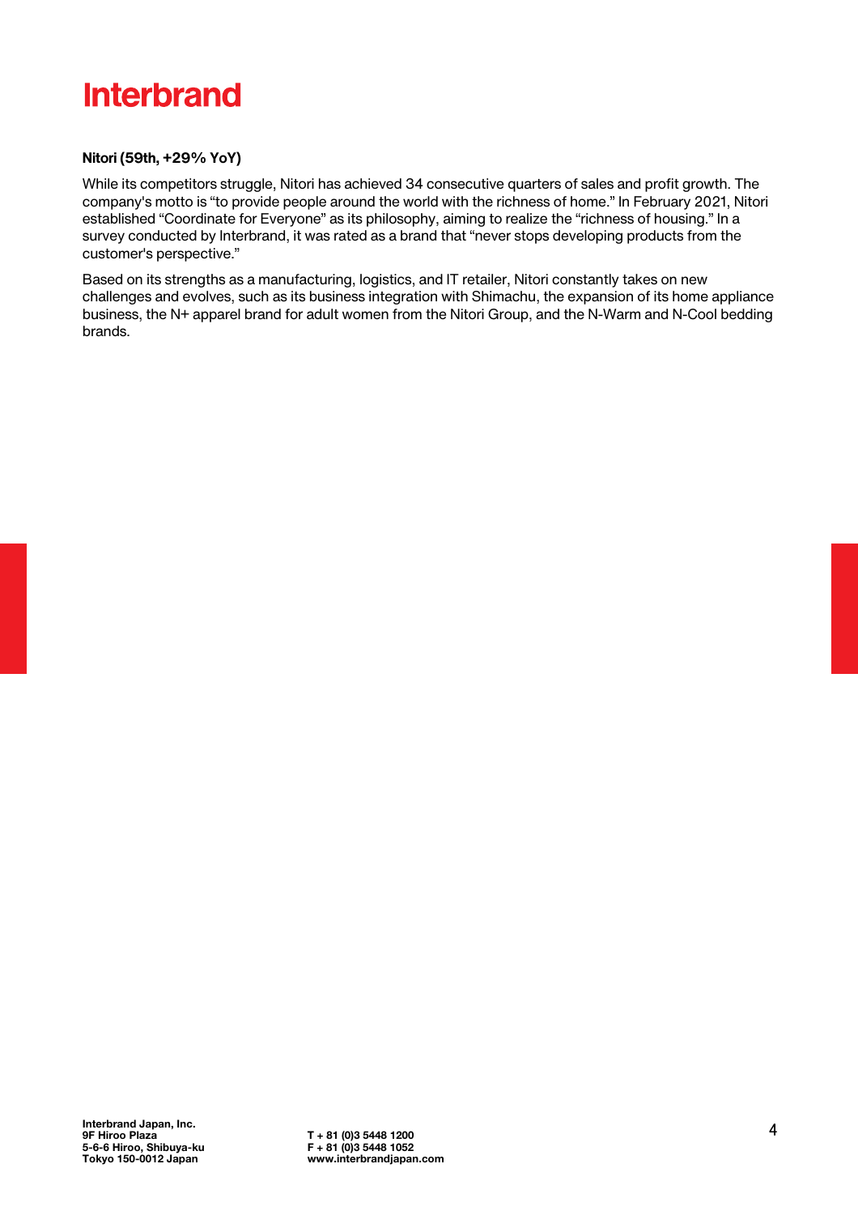**Nitori (59th, +29% YoY)**

While its competitors struggle, Nitori has achieved 34 consecutive quarters of sales and profit growth. The company's motto is "to provide people around the world with the richness of home." In February 2021, Nitori established "Coordinate for Everyone" as its philosophy, aiming to realize the "richness of housing." In a survey conducted by Interbrand, it was rated as a brand that "never stops developing products from the customer's perspective."

Based on its strengths as a manufacturing, logistics, and IT retailer, Nitori constantly takes on new challenges and evolves, such as its business integration with Shimachu, the expansion of its home appliance business, the N+ apparel brand for adult women from the Nitori Group, and the N-Warm and N-Cool bedding brands.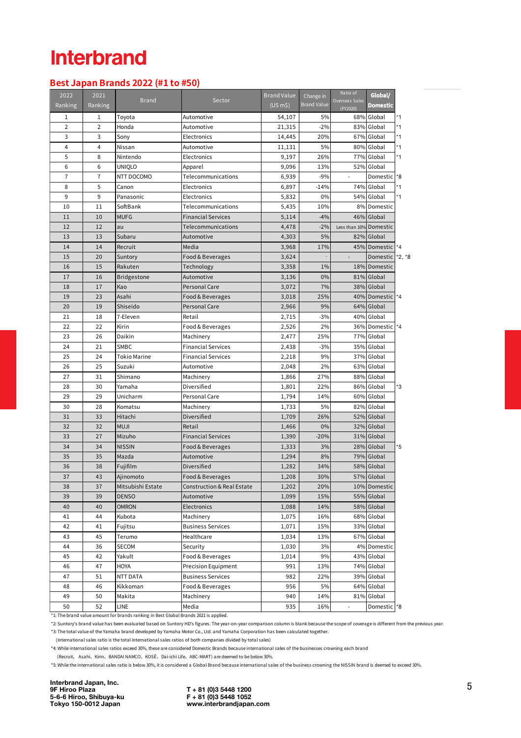# Interbrand

## Best Japan Brands 2022 (#1 to #50)

| 2022 Ranking | 2021 Ranking | Brand | Sector | Brand Value (US m$) | Change in Brand Value | Ratio of Overseas Sales (FY2020) | Global/ Domestic | |
|---|---|---|---|---|---|---|---|---|
| 1 | 1 | Toyota | Automotive | 54,107 | 5% | 68% | Global | *1 |
| 2 | 2 | Honda | Automotive | 21,315 | -2% | 83% | Global | *1 |
| 3 | 3 | Sony | Electronics | 14,445 | 20% | 67% | Global | *1 |
| 4 | 4 | Nissan | Automotive | 11,131 | 5% | 80% | Global | *1 |
| 5 | 8 | Nintendo | Electronics | 9,197 | 26% | 77% | Global | *1 |
| 6 | 6 | UNIQLO | Apparel | 9,096 | 13% | 52% | Global | |
| 7 | 7 | NTT DOCOMO | Telecommunications | 6,939 | -9% | - | Domestic | *8 |
| 8 | 5 | Canon | Electronics | 6,897 | -14% | 74% | Global | *1 |
| 9 | 9 | Panasonic | Electronics | 5,832 | 0% | 54% | Global | *1 |
| 10 | 11 | SoftBank | Telecommunications | 5,435 | 10% | 8% | Domestic | |
| 11 | 10 | MUFG | Financial Services | 5,114 | -4% | 46% | Global | |
| 12 | 12 | au | Telecommunications | 4,478 | -2% | Less than 10% | Domestic | |
| 13 | 13 | Subaru | Automotive | 4,303 | 5% | 82% | Global | |
| 14 | 14 | Recruit | Media | 3,968 | 17% | 45% | Domestic | *4 |
| 15 | 20 | Suntory | Food & Beverages | 3,624 | - | - | Domestic | *2, *8 |
| 16 | 15 | Rakuten | Technology | 3,358 | 1% | 18% | Domestic | |
| 17 | 16 | Bridgestone | Automotive | 3,136 | 0% | 81% | Global | |
| 18 | 17 | Kao | Personal Care | 3,072 | 7% | 38% | Global | |
| 19 | 23 | Asahi | Food & Beverages | 3,018 | 25% | 40% | Domestic | *4 |
| 20 | 19 | Shiseido | Personal Care | 2,966 | 9% | 64% | Global | |
| 21 | 18 | 7-Eleven | Retail | 2,715 | -3% | 40% | Global | |
| 22 | 22 | Kirin | Food & Beverages | 2,526 | 2% | 36% | Domestic | *4 |
| 23 | 26 | Daikin | Machinery | 2,477 | 25% | 77% | Global | |
| 24 | 21 | SMBC | Financial Services | 2,438 | -3% | 35% | Global | |
| 25 | 24 | Tokio Marine | Financial Services | 2,218 | 9% | 37% | Global | |
| 26 | 25 | Suzuki | Automotive | 2,048 | 2% | 63% | Global | |
| 27 | 31 | Shimano | Machinery | 1,866 | 27% | 88% | Global | |
| 28 | 30 | Yamaha | Diversified | 1,801 | 22% | 86% | Global | *3 |
| 29 | 29 | Unicharm | Personal Care | 1,794 | 14% | 60% | Global | |
| 30 | 28 | Komatsu | Machinery | 1,733 | 5% | 82% | Global | |
| 31 | 33 | Hitachi | Diversified | 1,709 | 26% | 52% | Global | |
| 32 | 32 | MUJI | Retail | 1,466 | 0% | 32% | Global | |
| 33 | 27 | Mizuho | Financial Services | 1,390 | -20% | 31% | Global | |
| 34 | 34 | NISSIN | Food & Beverages | 1,333 | 3% | 28% | Global | *5 |
| 35 | 35 | Mazda | Automotive | 1,294 | 8% | 79% | Global | |
| 36 | 38 | Fujifilm | Diversified | 1,282 | 34% | 58% | Global | |
| 37 | 43 | Ajinomoto | Food & Beverages | 1,208 | 30% | 57% | Global | |
| 38 | 37 | Mitsubishi Estate | Construction & Real Estate | 1,202 | 20% | 10% | Domestic | |
| 39 | 39 | DENSO | Automotive | 1,099 | 15% | 55% | Global | |
| 40 | 40 | OMRON | Electronics | 1,088 | 14% | 58% | Global | |
| 41 | 44 | Kubota | Machinery | 1,075 | 16% | 68% | Global | |
| 42 | 41 | Fujitsu | Business Services | 1,071 | 15% | 33% | Global | |
| 43 | 45 | Terumo | Healthcare | 1,034 | 13% | 67% | Global | |
| 44 | 36 | SECOM | Security | 1,030 | 3% | 4% | Domestic | |
| 45 | 42 | Yakult | Food & Beverages | 1,014 | 9% | 43% | Global | |
| 46 | 47 | HOYA | Precision Equipment | 991 | 13% | 74% | Global | |
| 47 | 51 | NTT DATA | Business Services | 982 | 22% | 39% | Global | |
| 48 | 46 | Kikkoman | Food & Beverages | 956 | 5% | 64% | Global | |
| 49 | 50 | Makita | Machinery | 940 | 14% | 81% | Global | |
| 50 | 52 | LINE | Media | 935 | 16% | - | Domestic | *8 |

*1: The brand value amount for brands ranking in Best Global Brands 2021 is applied.

*2: Suntory's brand value has been evaluated based on Suntory HD's figures. The year-on-year comparison column is blank because the scope of coverage is different from the previous year.

*3: The total value of the Yamaha brand developed by Yamaha Motor Co., Ltd. and Yamaha Corporation has been calculated together.
(International sales ratio is the total international sales ratios of both companies divided by total sales)

*4: While international sales ratios exceed 30%, these are considered Domestic Brands because international sales of the businesses crowning each brand
(Recruit、Asahi、Kirin、BANDAI NAMCO、KOSÉ、Dai-ichi Life、ABC-MART) are deemed to be below 30%.

*5: While the international sales ratio is below 30%, it is considered a Global Brand because international sales of the business crowning the NISSIN brand is deemed to exceed 30%.

**Interbrand Japan, Inc.**
**9F Hiroo Plaza**
**5-6-6 Hiroo, Shibuya-ku**
**Tokyo 150-0012 Japan**

**T + 81 (0)3 5448 1200**
**F + 81 (0)3 5448 1052**
**www.interbrandjapan.com**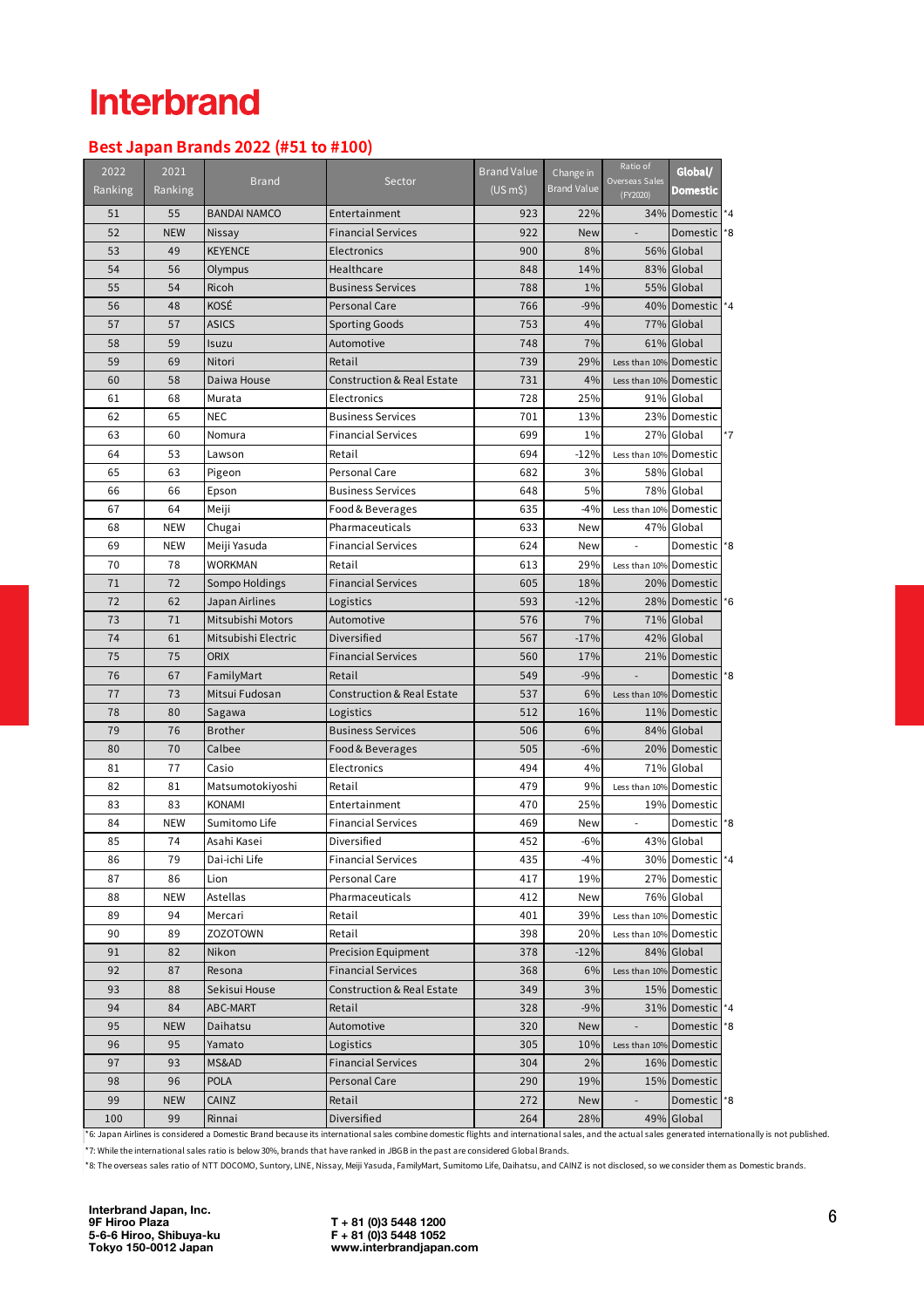# Interbrand

## Best Japan Brands 2022 (#51 to #100)

| 2022 Ranking | 2021 Ranking | Brand | Sector | Brand Value (US m$) | Change in Brand Value | Ratio of Overseas Sales (FY2020) | Global/ Domestic | |
|---|---|---|---|---|---|---|---|---|
| 51 | 55 | BANDAI NAMCO | Entertainment | 923 | 22% | 34% | Domestic | *4 |
| 52 | NEW | Nissay | Financial Services | 922 | New | - | Domestic | *8 |
| 53 | 49 | KEYENCE | Electronics | 900 | 8% | 56% | Global | |
| 54 | 56 | Olympus | Healthcare | 848 | 14% | 83% | Global | |
| 55 | 54 | Ricoh | Business Services | 788 | 1% | 55% | Global | |
| 56 | 48 | KOSÉ | Personal Care | 766 | -9% | 40% | Domestic | *4 |
| 57 | 57 | ASICS | Sporting Goods | 753 | 4% | 77% | Global | |
| 58 | 59 | Isuzu | Automotive | 748 | 7% | 61% | Global | |
| 59 | 69 | Nitori | Retail | 739 | 29% | Less than 10% | Domestic | |
| 60 | 58 | Daiwa House | Construction & Real Estate | 731 | 4% | Less than 10% | Domestic | |
| 61 | 68 | Murata | Electronics | 728 | 25% | 91% | Global | |
| 62 | 65 | NEC | Business Services | 701 | 13% | 23% | Domestic | |
| 63 | 60 | Nomura | Financial Services | 699 | 1% | 27% | Global | *7 |
| 64 | 53 | Lawson | Retail | 694 | -12% | Less than 10% | Domestic | |
| 65 | 63 | Pigeon | Personal Care | 682 | 3% | 58% | Global | |
| 66 | 66 | Epson | Business Services | 648 | 5% | 78% | Global | |
| 67 | 64 | Meiji | Food & Beverages | 635 | -4% | Less than 10% | Domestic | |
| 68 | NEW | Chugai | Pharmaceuticals | 633 | New | 47% | Global | |
| 69 | NEW | Meiji Yasuda | Financial Services | 624 | New | - | Domestic | *8 |
| 70 | 78 | WORKMAN | Retail | 613 | 29% | Less than 10% | Domestic | |
| 71 | 72 | Sompo Holdings | Financial Services | 605 | 18% | 20% | Domestic | |
| 72 | 62 | Japan Airlines | Logistics | 593 | -12% | 28% | Domestic | *6 |
| 73 | 71 | Mitsubishi Motors | Automotive | 576 | 7% | 71% | Global | |
| 74 | 61 | Mitsubishi Electric | Diversified | 567 | -17% | 42% | Global | |
| 75 | 75 | ORIX | Financial Services | 560 | 17% | 21% | Domestic | |
| 76 | 67 | FamilyMart | Retail | 549 | -9% | - | Domestic | *8 |
| 77 | 73 | Mitsui Fudosan | Construction & Real Estate | 537 | 6% | Less than 10% | Domestic | |
| 78 | 80 | Sagawa | Logistics | 512 | 16% | 11% | Domestic | |
| 79 | 76 | Brother | Business Services | 506 | 6% | 84% | Global | |
| 80 | 70 | Calbee | Food & Beverages | 505 | -6% | 20% | Domestic | |
| 81 | 77 | Casio | Electronics | 494 | 4% | 71% | Global | |
| 82 | 81 | Matsumotokiyoshi | Retail | 479 | 9% | Less than 10% | Domestic | |
| 83 | 83 | KONAMI | Entertainment | 470 | 25% | 19% | Domestic | |
| 84 | NEW | Sumitomo Life | Financial Services | 469 | New | - | Domestic | *8 |
| 85 | 74 | Asahi Kasei | Diversified | 452 | -6% | 43% | Global | |
| 86 | 79 | Dai-ichi Life | Financial Services | 435 | -4% | 30% | Domestic | *4 |
| 87 | 86 | Lion | Personal Care | 417 | 19% | 27% | Domestic | |
| 88 | NEW | Astellas | Pharmaceuticals | 412 | New | 76% | Global | |
| 89 | 94 | Mercari | Retail | 401 | 39% | Less than 10% | Domestic | |
| 90 | 89 | ZOZOTOWN | Retail | 398 | 20% | Less than 10% | Domestic | |
| 91 | 82 | Nikon | Precision Equipment | 378 | -12% | 84% | Global | |
| 92 | 87 | Resona | Financial Services | 368 | 6% | Less than 10% | Domestic | |
| 93 | 88 | Sekisui House | Construction & Real Estate | 349 | 3% | 15% | Domestic | |
| 94 | 84 | ABC-MART | Retail | 328 | -9% | 31% | Domestic | *4 |
| 95 | NEW | Daihatsu | Automotive | 320 | New | - | Domestic | *8 |
| 96 | 95 | Yamato | Logistics | 305 | 10% | Less than 10% | Domestic | |
| 97 | 93 | MS&AD | Financial Services | 304 | 2% | 16% | Domestic | |
| 98 | 96 | POLA | Personal Care | 290 | 19% | 15% | Domestic | |
| 99 | NEW | CAINZ | Retail | 272 | New | - | Domestic | *8 |
| 100 | 99 | Rinnai | Diversified | 264 | 28% | 49% | Global | |

*6: Japan Airlines is considered a Domestic Brand because its international sales combine domestic flights and international sales, and the actual sales generated internationally is not published.

*7: While the international sales ratio is below 30%, brands that have ranked in JBGB in the past are considered Global Brands.

*8: The overseas sales ratio of NTT DOCOMO, Suntory, LINE, Nissay, Meiji Yasuda, FamilyMart, Sumitomo Life, Daihatsu, and CAINZ is not disclosed, so we consider them as Domestic brands.

**Interbrand Japan, Inc.**
**9F Hiroo Plaza**
**5-6-6 Hiroo, Shibuya-ku**
**Tokyo 150-0012 Japan**

**T + 81 (0)3 5448 1200**
**F + 81 (0)3 5448 1052**
**www.interbrandjapan.com**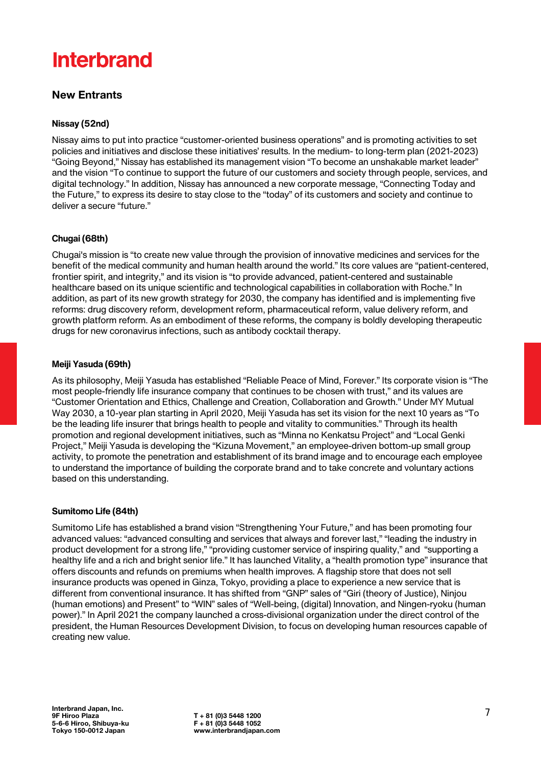## New Entrants

**Nissay (52nd)**

Nissay aims to put into practice "customer-oriented business operations" and is promoting activities to set policies and initiatives and disclose these initiatives' results. In the medium- to long-term plan (2021-2023) "Going Beyond," Nissay has established its management vision "To become an unshakable market leader" and the vision "To continue to support the future of our customers and society through people, services, and digital technology." In addition, Nissay has announced a new corporate message, "Connecting Today and the Future," to express its desire to stay close to the "today" of its customers and society and continue to deliver a secure "future."

**Chugai (68th)**

Chugai's mission is "to create new value through the provision of innovative medicines and services for the benefit of the medical community and human health around the world." Its core values are "patient-centered, frontier spirit, and integrity," and its vision is "to provide advanced, patient-centered and sustainable healthcare based on its unique scientific and technological capabilities in collaboration with Roche." In addition, as part of its new growth strategy for 2030, the company has identified and is implementing five reforms: drug discovery reform, development reform, pharmaceutical reform, value delivery reform, and growth platform reform. As an embodiment of these reforms, the company is boldly developing therapeutic drugs for new coronavirus infections, such as antibody cocktail therapy.

**Meiji Yasuda (69th)**

As its philosophy, Meiji Yasuda has established "Reliable Peace of Mind, Forever." Its corporate vision is "The most people-friendly life insurance company that continues to be chosen with trust," and its values are "Customer Orientation and Ethics, Challenge and Creation, Collaboration and Growth." Under MY Mutual Way 2030, a 10-year plan starting in April 2020, Meiji Yasuda has set its vision for the next 10 years as "To be the leading life insurer that brings health to people and vitality to communities." Through its health promotion and regional development initiatives, such as "Minna no Kenkatsu Project" and "Local Genki Project," Meiji Yasuda is developing the "Kizuna Movement," an employee-driven bottom-up small group activity, to promote the penetration and establishment of its brand image and to encourage each employee to understand the importance of building the corporate brand and to take concrete and voluntary actions based on this understanding.

**Sumitomo Life (84th)**

Sumitomo Life has established a brand vision "Strengthening Your Future," and has been promoting four advanced values: "advanced consulting and services that always and forever last," "leading the industry in product development for a strong life," "providing customer service of inspiring quality," and "supporting a healthy life and a rich and bright senior life." It has launched Vitality, a "health promotion type" insurance that offers discounts and refunds on premiums when health improves. A flagship store that does not sell insurance products was opened in Ginza, Tokyo, providing a place to experience a new service that is different from conventional insurance. It has shifted from "GNP" sales of "Giri (theory of Justice), Ninjou (human emotions) and Present" to "WIN" sales of "Well-being, (digital) Innovation, and Ningen-ryoku (human power)." In April 2021 the company launched a cross-divisional organization under the direct control of the president, the Human Resources Development Division, to focus on developing human resources capable of creating new value.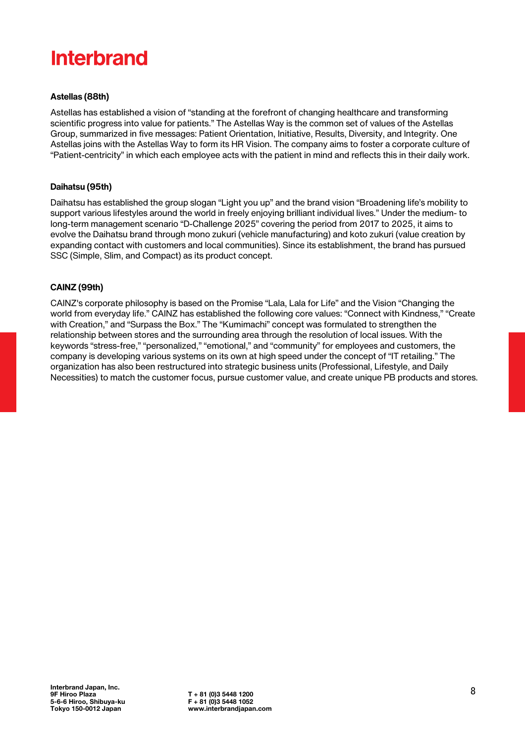**Astellas (88th)**

Astellas has established a vision of “standing at the forefront of changing healthcare and transforming scientific progress into value for patients.” The Astellas Way is the common set of values of the Astellas Group, summarized in five messages: Patient Orientation, Initiative, Results, Diversity, and Integrity. One Astellas joins with the Astellas Way to form its HR Vision. The company aims to foster a corporate culture of “Patient-centricity” in which each employee acts with the patient in mind and reflects this in their daily work.

**Daihatsu (95th)**

Daihatsu has established the group slogan “Light you up” and the brand vision “Broadening life’s mobility to support various lifestyles around the world in freely enjoying brilliant individual lives.” Under the medium- to long-term management scenario “D-Challenge 2025” covering the period from 2017 to 2025, it aims to evolve the Daihatsu brand through mono zukuri (vehicle manufacturing) and koto zukuri (value creation by expanding contact with customers and local communities). Since its establishment, the brand has pursued SSC (Simple, Slim, and Compact) as its product concept.

**CAINZ (99th)**

CAINZ's corporate philosophy is based on the Promise “Lala, Lala for Life” and the Vision “Changing the world from everyday life.” CAINZ has established the following core values: “Connect with Kindness,” “Create with Creation,” and “Surpass the Box.” The “Kumimachi” concept was formulated to strengthen the relationship between stores and the surrounding area through the resolution of local issues. With the keywords “stress-free,” “personalized,” “emotional,” and “community” for employees and customers, the company is developing various systems on its own at high speed under the concept of “IT retailing.” The organization has also been restructured into strategic business units (Professional, Lifestyle, and Daily Necessities) to match the customer focus, pursue customer value, and create unique PB products and stores.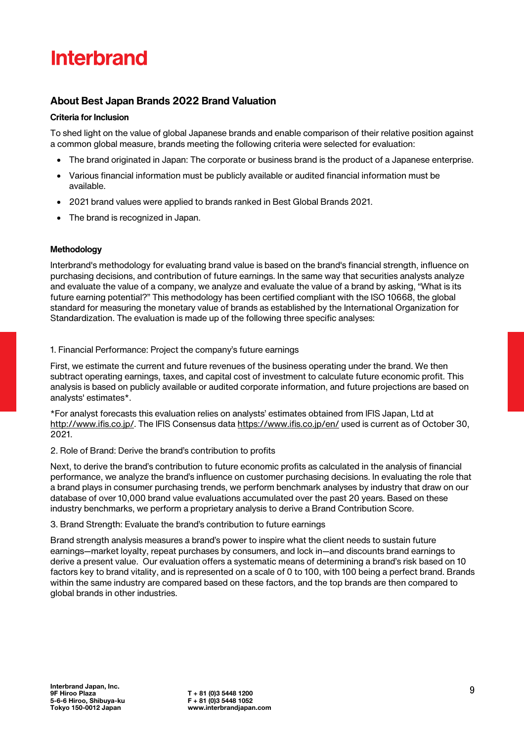# Interbrand

## About Best Japan Brands 2022 Brand Valuation

### Criteria for Inclusion

To shed light on the value of global Japanese brands and enable comparison of their relative position against a common global measure, brands meeting the following criteria were selected for evaluation:

- The brand originated in Japan: The corporate or business brand is the product of a Japanese enterprise.
- Various financial information must be publicly available or audited financial information must be available.
- 2021 brand values were applied to brands ranked in Best Global Brands 2021.
- The brand is recognized in Japan.

### Methodology

Interbrand's methodology for evaluating brand value is based on the brand's financial strength, influence on purchasing decisions, and contribution of future earnings. In the same way that securities analysts analyze and evaluate the value of a company, we analyze and evaluate the value of a brand by asking, "What is its future earning potential?" This methodology has been certified compliant with the ISO 10668, the global standard for measuring the monetary value of brands as established by the International Organization for Standardization. The evaluation is made up of the following three specific analyses:

1. Financial Performance: Project the company's future earnings

First, we estimate the current and future revenues of the business operating under the brand. We then subtract operating earnings, taxes, and capital cost of investment to calculate future economic profit. This analysis is based on publicly available or audited corporate information, and future projections are based on analysts' estimates*.

*For analyst forecasts this evaluation relies on analysts' estimates obtained from IFIS Japan, Ltd at http://www.ifis.co.jp/. The IFIS Consensus data https://www.ifis.co.jp/en/ used is current as of October 30, 2021.

2. Role of Brand: Derive the brand's contribution to profits

Next, to derive the brand's contribution to future economic profits as calculated in the analysis of financial performance, we analyze the brand's influence on customer purchasing decisions. In evaluating the role that a brand plays in consumer purchasing trends, we perform benchmark analyses by industry that draw on our database of over 10,000 brand value evaluations accumulated over the past 20 years. Based on these industry benchmarks, we perform a proprietary analysis to derive a Brand Contribution Score.

3. Brand Strength: Evaluate the brand's contribution to future earnings

Brand strength analysis measures a brand's power to inspire what the client needs to sustain future earnings—market loyalty, repeat purchases by consumers, and lock in—and discounts brand earnings to derive a present value. Our evaluation offers a systematic means of determining a brand's risk based on 10 factors key to brand vitality, and is represented on a scale of 0 to 100, with 100 being a perfect brand. Brands within the same industry are compared based on these factors, and the top brands are then compared to global brands in other industries.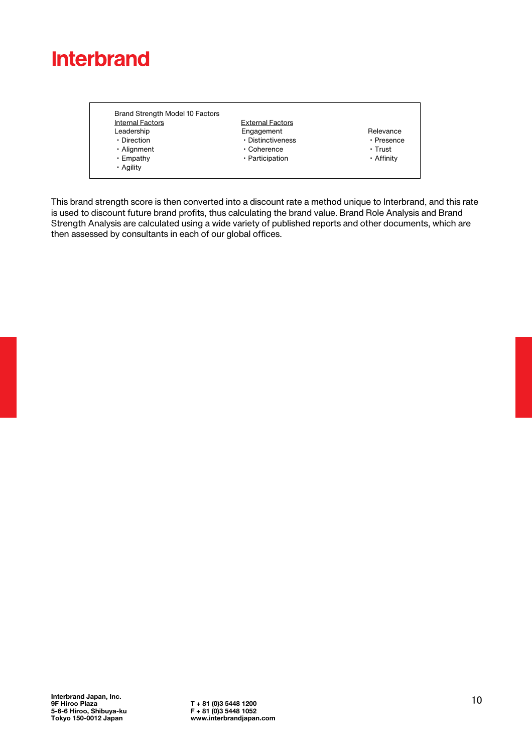Interbrand

| Brand Strength Model 10 Factors | | |
|---|---|---|
| Internal Factors | External Factors | |
| Leadership | Engagement | Relevance |
| ・Direction | ・Distinctiveness | ・Presence |
| ・Alignment | ・Coherence | ・Trust |
| ・Empathy | ・Participation | ・Affinity |
| ・Agility | | |

This brand strength score is then converted into a discount rate a method unique to Interbrand, and this rate is used to discount future brand profits, thus calculating the brand value. Brand Role Analysis and Brand Strength Analysis are calculated using a wide variety of published reports and other documents, which are then assessed by consultants in each of our global offices.

**Interbrand Japan, Inc.**
**9F Hiroo Plaza**
**5-6-6 Hiroo, Shibuya-ku**
**Tokyo 150-0012 Japan**

**T + 81 (0)3 5448 1200**
**F + 81 (0)3 5448 1052**
**www.interbrandjapan.com**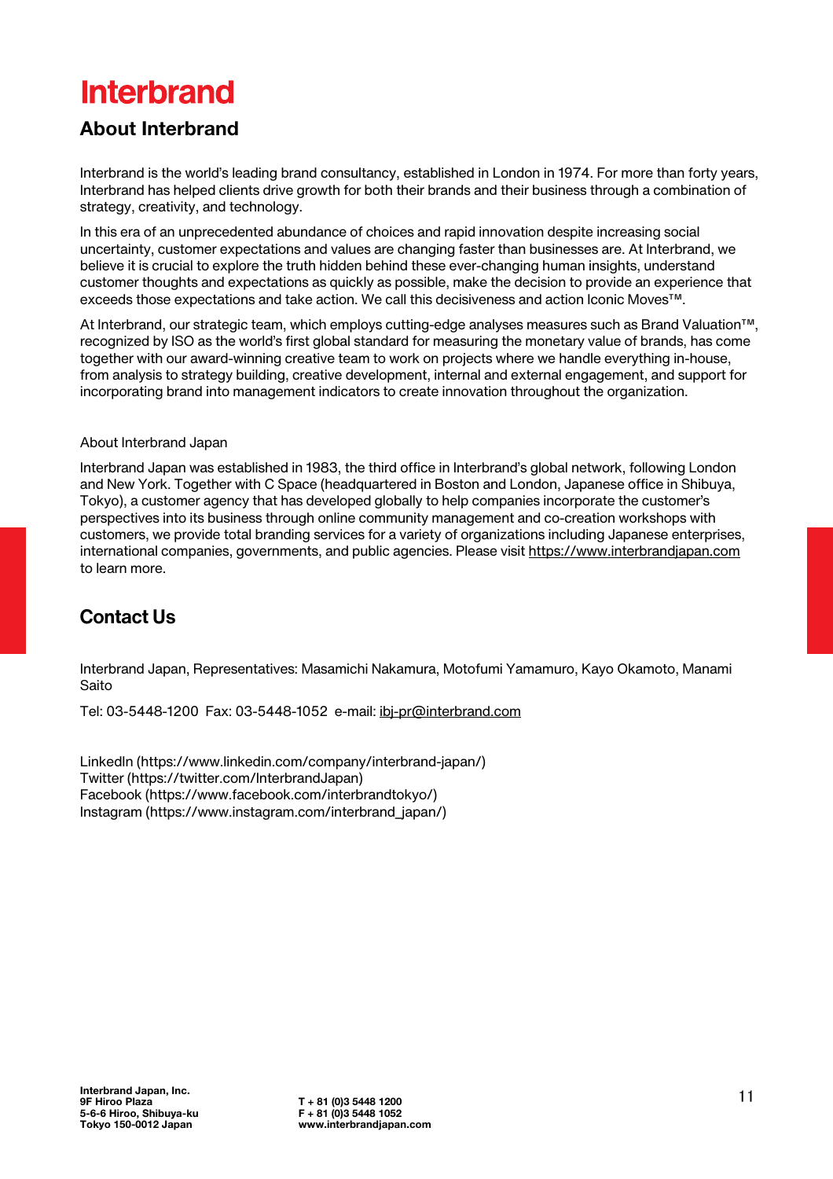# Interbrand

## About Interbrand

Interbrand is the world's leading brand consultancy, established in London in 1974. For more than forty years, Interbrand has helped clients drive growth for both their brands and their business through a combination of strategy, creativity, and technology.

In this era of an unprecedented abundance of choices and rapid innovation despite increasing social uncertainty, customer expectations and values are changing faster than businesses are. At Interbrand, we believe it is crucial to explore the truth hidden behind these ever-changing human insights, understand customer thoughts and expectations as quickly as possible, make the decision to provide an experience that exceeds those expectations and take action. We call this decisiveness and action Iconic Moves™.

At Interbrand, our strategic team, which employs cutting-edge analyses measures such as Brand Valuation™, recognized by ISO as the world's first global standard for measuring the monetary value of brands, has come together with our award-winning creative team to work on projects where we handle everything in-house, from analysis to strategy building, creative development, internal and external engagement, and support for incorporating brand into management indicators to create innovation throughout the organization.

About Interbrand Japan

Interbrand Japan was established in 1983, the third office in Interbrand's global network, following London and New York. Together with C Space (headquartered in Boston and London, Japanese office in Shibuya, Tokyo), a customer agency that has developed globally to help companies incorporate the customer's perspectives into its business through online community management and co-creation workshops with customers, we provide total branding services for a variety of organizations including Japanese enterprises, international companies, governments, and public agencies. Please visit https://www.interbrandjapan.com to learn more.

## Contact Us

Interbrand Japan, Representatives: Masamichi Nakamura, Motofumi Yamamuro, Kayo Okamoto, Manami Saito

Tel: 03-5448-1200  Fax: 03-5448-1052  e-mail: ibj-pr@interbrand.com

LinkedIn (https://www.linkedin.com/company/interbrand-japan/)
Twitter (https://twitter.com/InterbrandJapan)
Facebook (https://www.facebook.com/interbrandtokyo/)
Instagram (https://www.instagram.com/interbrand_japan/)

**Interbrand Japan, Inc.**
**9F Hiroo Plaza**
**5-6-6 Hiroo, Shibuya-ku**
**Tokyo 150-0012 Japan**

**T + 81 (0)3 5448 1200**
**F + 81 (0)3 5448 1052**
**www.interbrandjapan.com**